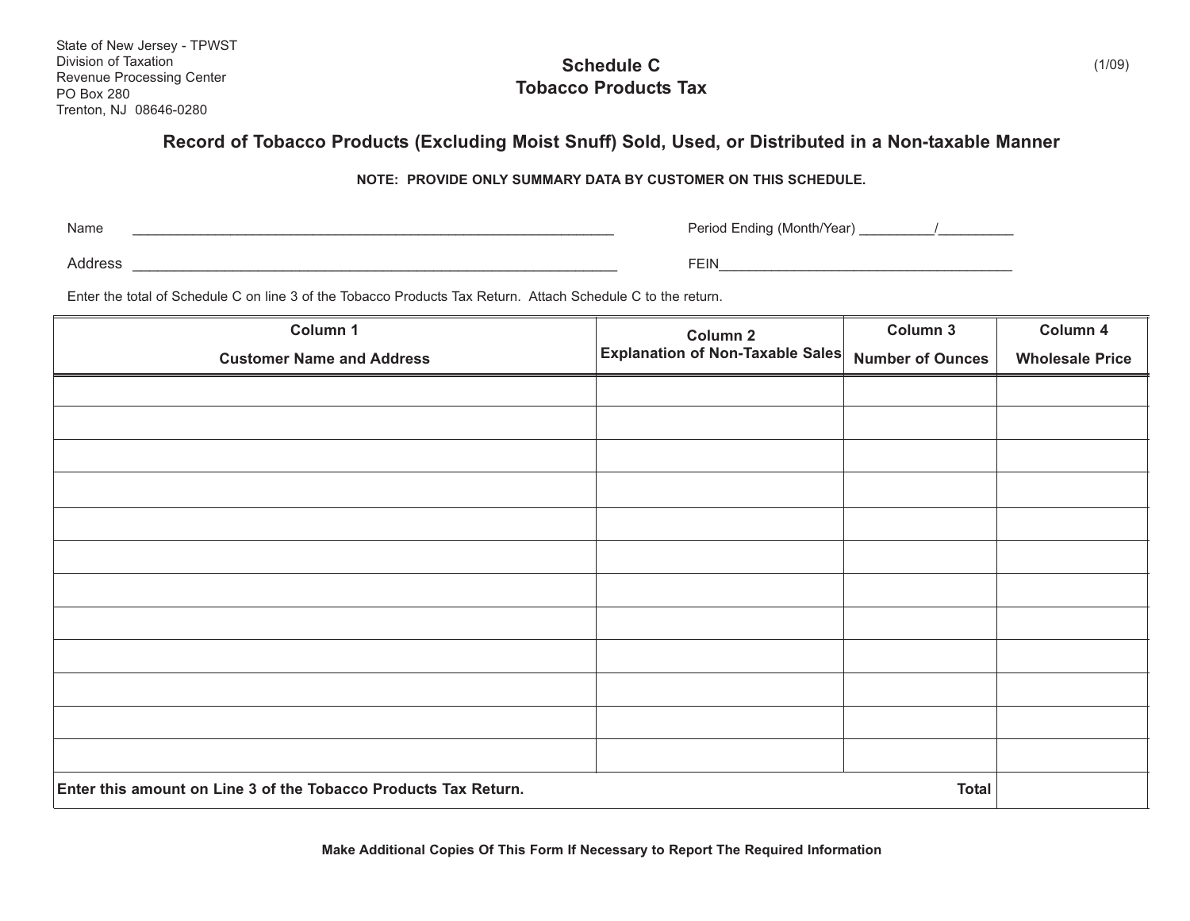State of New Jersey - TPWST
Division of Taxation
Revenue Processing Center
PO Box 280
Trenton, NJ 08646-0280

# Schedule C
# Tobacco Products Tax

(1/09)

## Record of Tobacco Products (Excluding Moist Snuff) Sold, Used, or Distributed in a Non-taxable Manner

**NOTE: PROVIDE ONLY SUMMARY DATA BY CUSTOMER ON THIS SCHEDULE.**

Name ________________________________________________ Period Ending (Month/Year) _________/_________

Address ______________________________________________ FEIN____________________________________

Enter the total of Schedule C on line 3 of the Tobacco Products Tax Return. Attach Schedule C to the return.

| Column 1<br>Customer Name and Address | Column 2<br>Explanation of Non-Taxable Sales | Column 3<br>Number of Ounces | Column 4<br>Wholesale Price |
|---|---|---|---|
| | | | |
| | | | |
| | | | |
| | | | |
| | | | |
| | | | |
| | | | |
| | | | |
| | | | |
| | | | |
| | | | |
| | | | |
| **Enter this amount on Line 3 of the Tobacco Products Tax Return.** | | **Total** | |

**Make Additional Copies Of This Form If Necessary to Report The Required Information**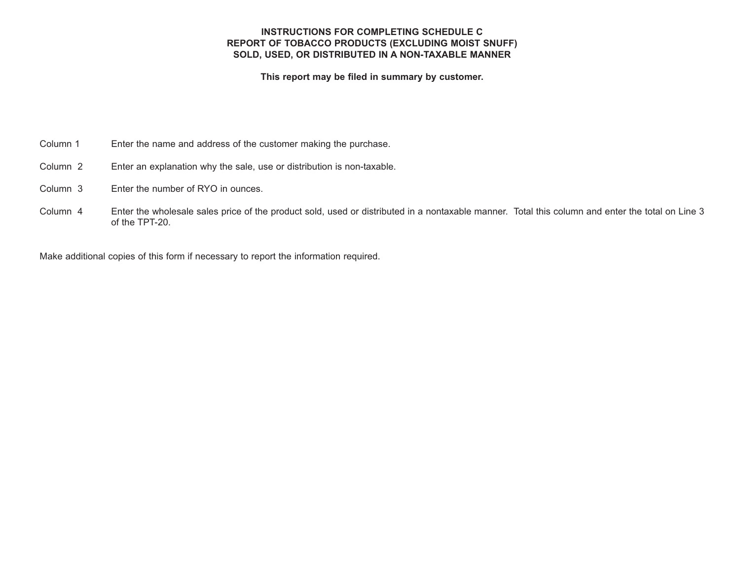# INSTRUCTIONS FOR COMPLETING SCHEDULE C
# REPORT OF TOBACCO PRODUCTS (EXCLUDING MOIST SNUFF)
# SOLD, USED, OR DISTRIBUTED IN A NON-TAXABLE MANNER

**This report may be filed in summary by customer.**

| | |
|---|---|
| Column 1 | Enter the name and address of the customer making the purchase. |
| Column 2 | Enter an explanation why the sale, use or distribution is non-taxable. |
| Column 3 | Enter the number of RYO in ounces. |
| Column 4 | Enter the wholesale sales price of the product sold, used or distributed in a nontaxable manner. Total this column and enter the total on Line 3 of the TPT-20. |

Make additional copies of this form if necessary to report the information required.